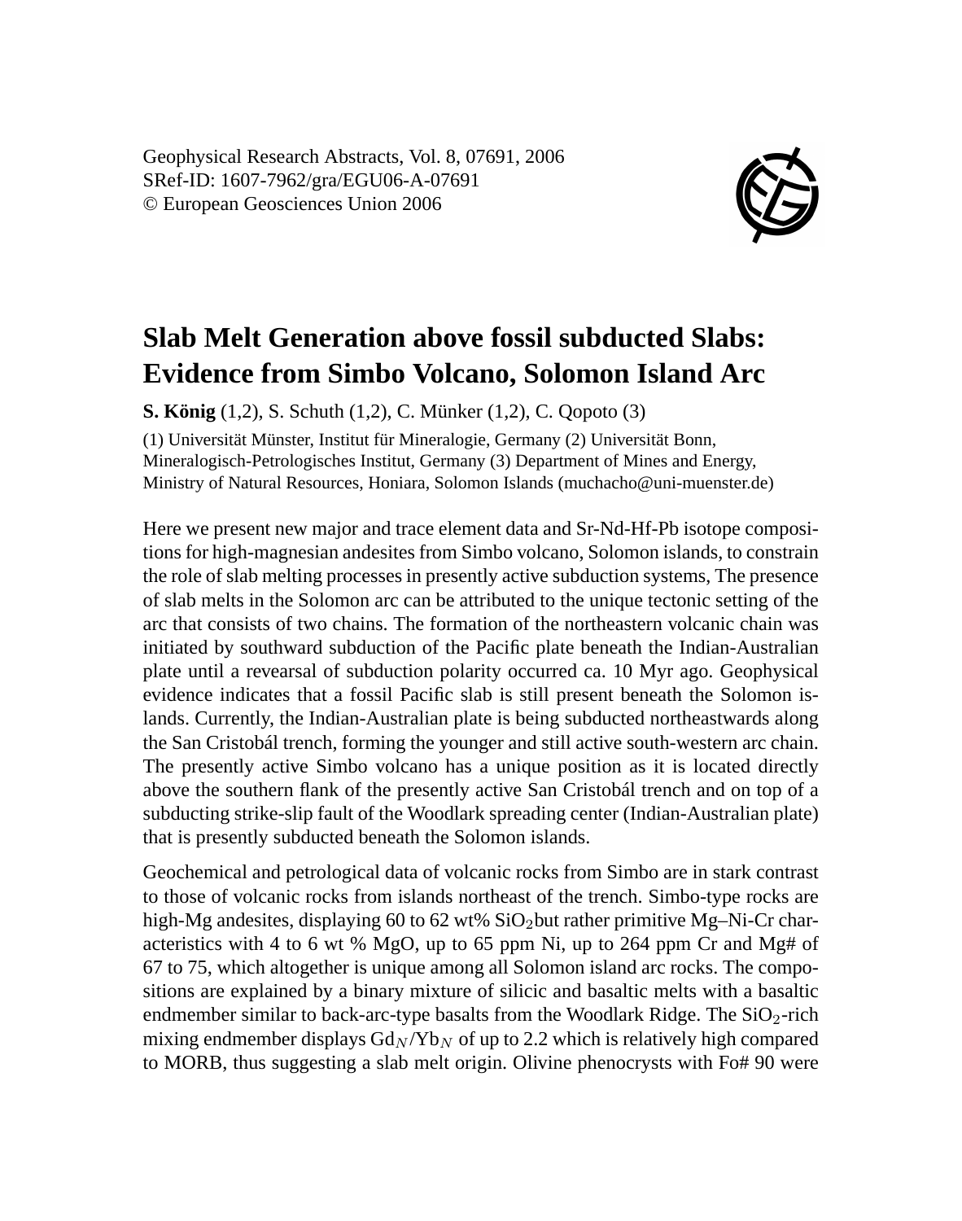Geophysical Research Abstracts, Vol. 8, 07691, 2006
SRef-ID: 1607-7962/gra/EGU06-A-07691
© European Geosciences Union 2006

# Slab Melt Generation above fossil subducted Slabs: Evidence from Simbo Volcano, Solomon Island Arc

**S. König** (1,2), S. Schuth (1,2), C. Münker (1,2), C. Qopoto (3)

(1) Universität Münster, Institut für Mineralogie, Germany (2) Universität Bonn, Mineralogisch-Petrologisches Institut, Germany (3) Department of Mines and Energy, Ministry of Natural Resources, Honiara, Solomon Islands (muchacho@uni-muenster.de)

Here we present new major and trace element data and Sr-Nd-Hf-Pb isotope compositions for high-magnesian andesites from Simbo volcano, Solomon islands, to constrain the role of slab melting processes in presently active subduction systems, The presence of slab melts in the Solomon arc can be attributed to the unique tectonic setting of the arc that consists of two chains. The formation of the northeastern volcanic chain was initiated by southward subduction of the Pacific plate beneath the Indian-Australian plate until a revearsal of subduction polarity occurred ca. 10 Myr ago. Geophysical evidence indicates that a fossil Pacific slab is still present beneath the Solomon islands. Currently, the Indian-Australian plate is being subducted northeastwards along the San Cristobál trench, forming the younger and still active south-western arc chain. The presently active Simbo volcano has a unique position as it is located directly above the southern flank of the presently active San Cristobál trench and on top of a subducting strike-slip fault of the Woodlark spreading center (Indian-Australian plate) that is presently subducted beneath the Solomon islands.

Geochemical and petrological data of volcanic rocks from Simbo are in stark contrast to those of volcanic rocks from islands northeast of the trench. Simbo-type rocks are high-Mg andesites, displaying 60 to 62 wt% $SiO_2$but rather primitive Mg–Ni-Cr characteristics with 4 to 6 wt % MgO, up to 65 ppm Ni, up to 264 ppm Cr and Mg# of 67 to 75, which altogether is unique among all Solomon island arc rocks. The compositions are explained by a binary mixture of silicic and basaltic melts with a basaltic endmember similar to back-arc-type basalts from the Woodlark Ridge. The $SiO_2$-rich mixing endmember displays $Gd_N/Yb_N$ of up to 2.2 which is relatively high compared to MORB, thus suggesting a slab melt origin. Olivine phenocrysts with Fo# 90 were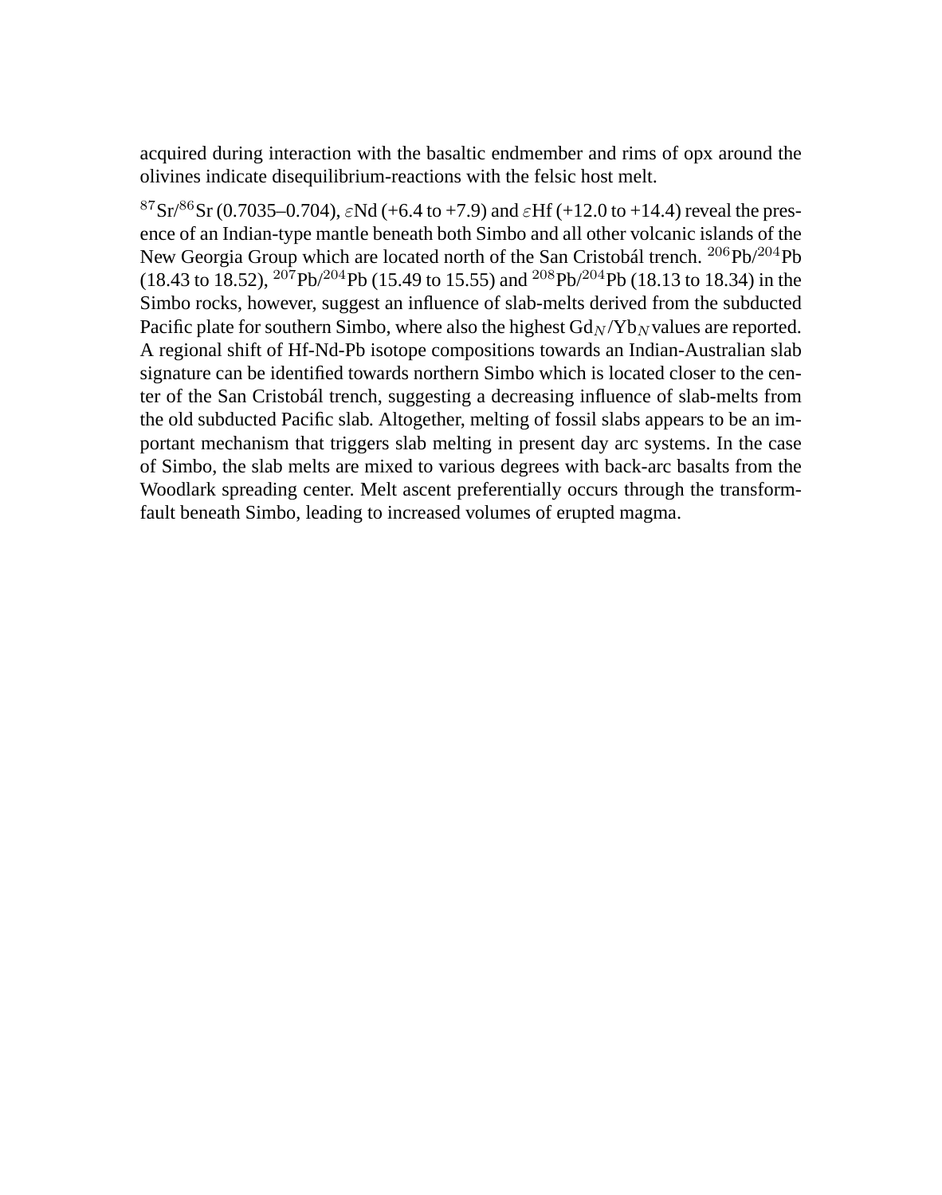acquired during interaction with the basaltic endmember and rims of opx around the olivines indicate disequilibrium-reactions with the felsic host melt.

$^{87}$Sr/$^{86}$Sr (0.7035–0.704), $\varepsilon$Nd (+6.4 to +7.9) and $\varepsilon$Hf (+12.0 to +14.4) reveal the presence of an Indian-type mantle beneath both Simbo and all other volcanic islands of the New Georgia Group which are located north of the San Cristobál trench. $^{206}$Pb/$^{204}$Pb (18.43 to 18.52), $^{207}$Pb/$^{204}$Pb (15.49 to 15.55) and $^{208}$Pb/$^{204}$Pb (18.13 to 18.34) in the Simbo rocks, however, suggest an influence of slab-melts derived from the subducted Pacific plate for southern Simbo, where also the highest $Gd_N/Yb_N$ values are reported. A regional shift of Hf-Nd-Pb isotope compositions towards an Indian-Australian slab signature can be identified towards northern Simbo which is located closer to the center of the San Cristobál trench, suggesting a decreasing influence of slab-melts from the old subducted Pacific slab. Altogether, melting of fossil slabs appears to be an important mechanism that triggers slab melting in present day arc systems. In the case of Simbo, the slab melts are mixed to various degrees with back-arc basalts from the Woodlark spreading center. Melt ascent preferentially occurs through the transform-fault beneath Simbo, leading to increased volumes of erupted magma.